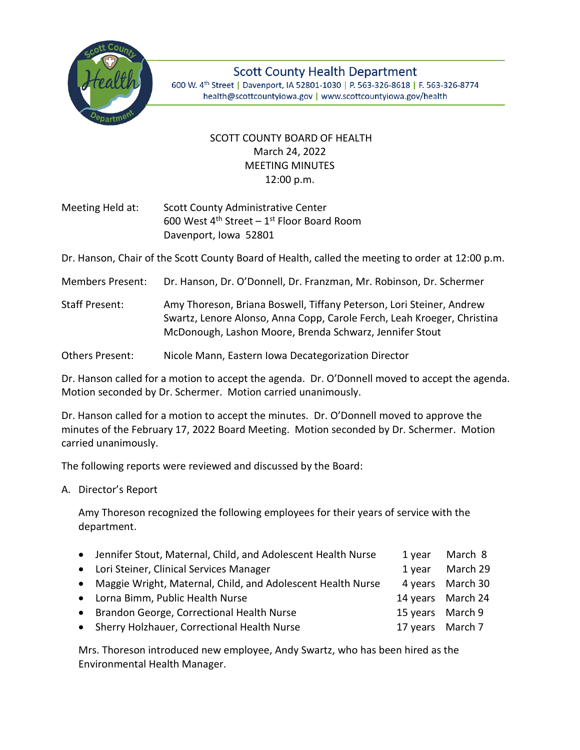# Scott County Health Department

600 W. 4th Street | Davenport, IA 52801-1030 | P. 563-326-8618 | F. 563-326-8774
health@scottcountyiowa.gov | www.scottcountyiowa.gov/health

SCOTT COUNTY BOARD OF HEALTH
March 24, 2022
MEETING MINUTES
12:00 p.m.

Meeting Held at: Scott County Administrative Center
600 West 4th Street – 1st Floor Board Room
Davenport, Iowa 52801

Dr. Hanson, Chair of the Scott County Board of Health, called the meeting to order at 12:00 p.m.

Members Present: Dr. Hanson, Dr. O'Donnell, Dr. Franzman, Mr. Robinson, Dr. Schermer

Staff Present: Amy Thoreson, Briana Boswell, Tiffany Peterson, Lori Steiner, Andrew Swartz, Lenore Alonso, Anna Copp, Carole Ferch, Leah Kroeger, Christina McDonough, Lashon Moore, Brenda Schwarz, Jennifer Stout

Others Present: Nicole Mann, Eastern Iowa Decategorization Director

Dr. Hanson called for a motion to accept the agenda. Dr. O'Donnell moved to accept the agenda. Motion seconded by Dr. Schermer. Motion carried unanimously.

Dr. Hanson called for a motion to accept the minutes. Dr. O'Donnell moved to approve the minutes of the February 17, 2022 Board Meeting. Motion seconded by Dr. Schermer. Motion carried unanimously.

The following reports were reviewed and discussed by the Board:

A. Director's Report

Amy Thoreson recognized the following employees for their years of service with the department.

- Jennifer Stout, Maternal, Child, and Adolescent Health Nurse 1 year March 8
- Lori Steiner, Clinical Services Manager 1 year March 29
- Maggie Wright, Maternal, Child, and Adolescent Health Nurse 4 years March 30
- Lorna Bimm, Public Health Nurse 14 years March 24
- Brandon George, Correctional Health Nurse 15 years March 9
- Sherry Holzhauer, Correctional Health Nurse 17 years March 7

Mrs. Thoreson introduced new employee, Andy Swartz, who has been hired as the Environmental Health Manager.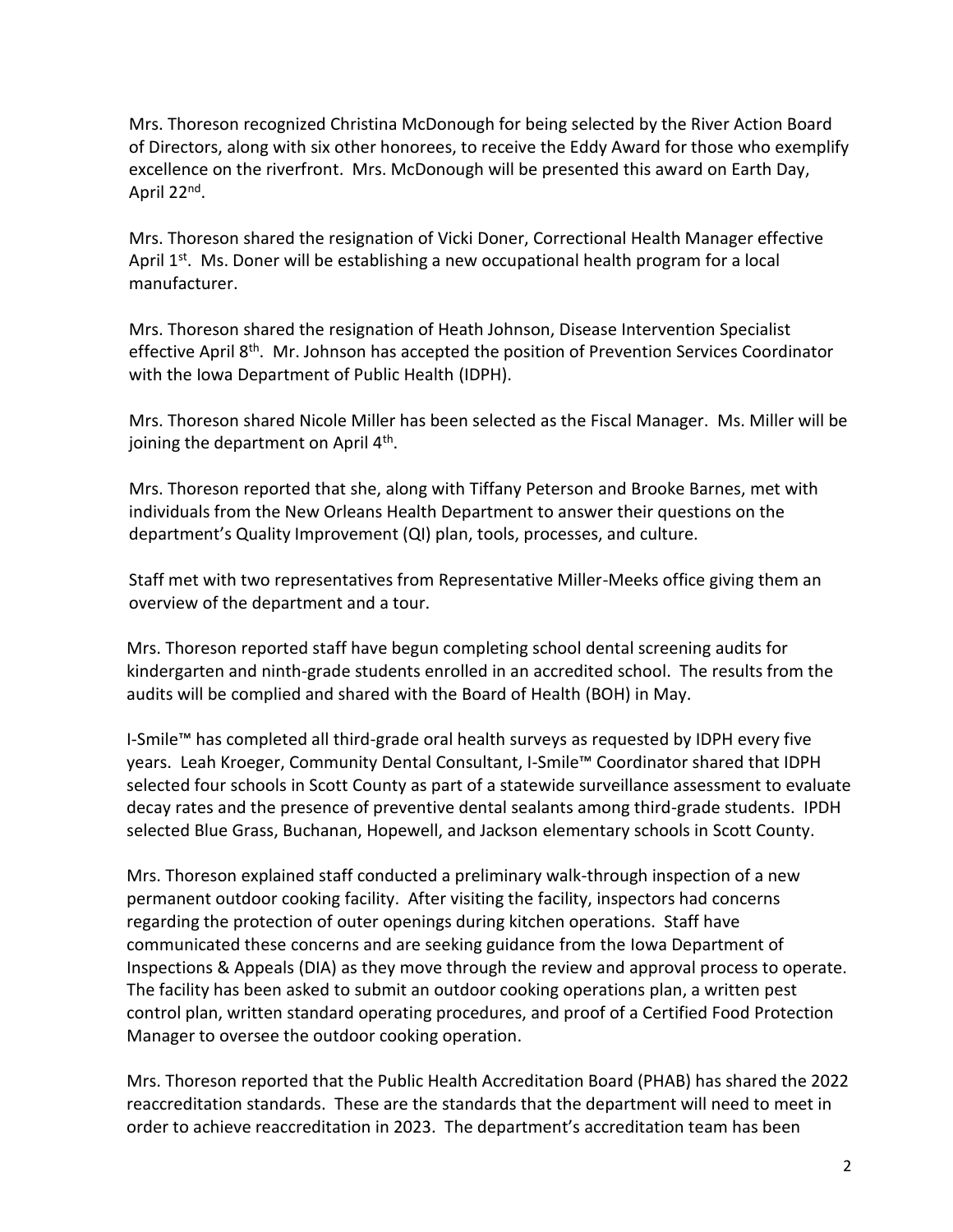Mrs. Thoreson recognized Christina McDonough for being selected by the River Action Board of Directors, along with six other honorees, to receive the Eddy Award for those who exemplify excellence on the riverfront. Mrs. McDonough will be presented this award on Earth Day, April 22nd.

Mrs. Thoreson shared the resignation of Vicki Doner, Correctional Health Manager effective April 1st. Ms. Doner will be establishing a new occupational health program for a local manufacturer.

Mrs. Thoreson shared the resignation of Heath Johnson, Disease Intervention Specialist effective April 8th. Mr. Johnson has accepted the position of Prevention Services Coordinator with the Iowa Department of Public Health (IDPH).

Mrs. Thoreson shared Nicole Miller has been selected as the Fiscal Manager. Ms. Miller will be joining the department on April 4th.

Mrs. Thoreson reported that she, along with Tiffany Peterson and Brooke Barnes, met with individuals from the New Orleans Health Department to answer their questions on the department's Quality Improvement (QI) plan, tools, processes, and culture.

Staff met with two representatives from Representative Miller-Meeks office giving them an overview of the department and a tour.

Mrs. Thoreson reported staff have begun completing school dental screening audits for kindergarten and ninth-grade students enrolled in an accredited school. The results from the audits will be complied and shared with the Board of Health (BOH) in May.

I-Smile™ has completed all third-grade oral health surveys as requested by IDPH every five years. Leah Kroeger, Community Dental Consultant, I-Smile™ Coordinator shared that IDPH selected four schools in Scott County as part of a statewide surveillance assessment to evaluate decay rates and the presence of preventive dental sealants among third-grade students. IPDH selected Blue Grass, Buchanan, Hopewell, and Jackson elementary schools in Scott County.

Mrs. Thoreson explained staff conducted a preliminary walk-through inspection of a new permanent outdoor cooking facility. After visiting the facility, inspectors had concerns regarding the protection of outer openings during kitchen operations. Staff have communicated these concerns and are seeking guidance from the Iowa Department of Inspections & Appeals (DIA) as they move through the review and approval process to operate. The facility has been asked to submit an outdoor cooking operations plan, a written pest control plan, written standard operating procedures, and proof of a Certified Food Protection Manager to oversee the outdoor cooking operation.

Mrs. Thoreson reported that the Public Health Accreditation Board (PHAB) has shared the 2022 reaccreditation standards. These are the standards that the department will need to meet in order to achieve reaccreditation in 2023. The department's accreditation team has been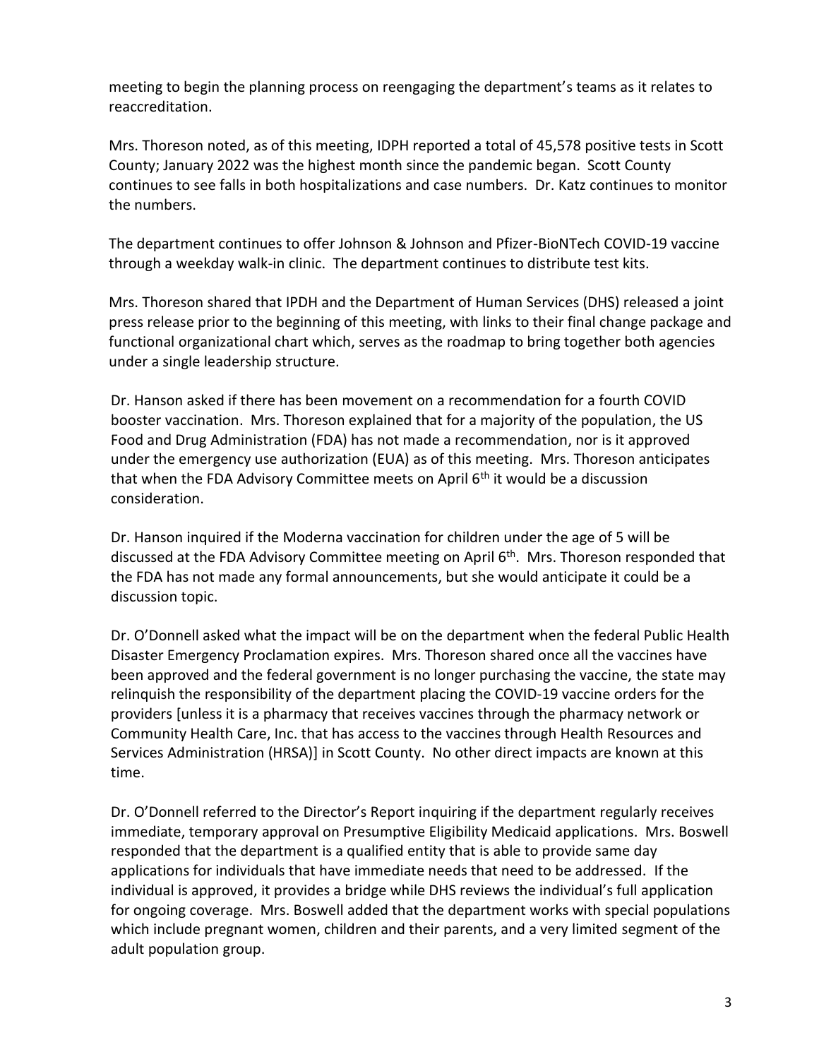meeting to begin the planning process on reengaging the department's teams as it relates to reaccreditation.

Mrs. Thoreson noted, as of this meeting, IDPH reported a total of 45,578 positive tests in Scott County; January 2022 was the highest month since the pandemic began. Scott County continues to see falls in both hospitalizations and case numbers. Dr. Katz continues to monitor the numbers.

The department continues to offer Johnson & Johnson and Pfizer-BioNTech COVID-19 vaccine through a weekday walk-in clinic. The department continues to distribute test kits.

Mrs. Thoreson shared that IPDH and the Department of Human Services (DHS) released a joint press release prior to the beginning of this meeting, with links to their final change package and functional organizational chart which, serves as the roadmap to bring together both agencies under a single leadership structure.

Dr. Hanson asked if there has been movement on a recommendation for a fourth COVID booster vaccination. Mrs. Thoreson explained that for a majority of the population, the US Food and Drug Administration (FDA) has not made a recommendation, nor is it approved under the emergency use authorization (EUA) as of this meeting. Mrs. Thoreson anticipates that when the FDA Advisory Committee meets on April 6th it would be a discussion consideration.

Dr. Hanson inquired if the Moderna vaccination for children under the age of 5 will be discussed at the FDA Advisory Committee meeting on April 6th. Mrs. Thoreson responded that the FDA has not made any formal announcements, but she would anticipate it could be a discussion topic.

Dr. O'Donnell asked what the impact will be on the department when the federal Public Health Disaster Emergency Proclamation expires. Mrs. Thoreson shared once all the vaccines have been approved and the federal government is no longer purchasing the vaccine, the state may relinquish the responsibility of the department placing the COVID-19 vaccine orders for the providers [unless it is a pharmacy that receives vaccines through the pharmacy network or Community Health Care, Inc. that has access to the vaccines through Health Resources and Services Administration (HRSA)] in Scott County. No other direct impacts are known at this time.

Dr. O'Donnell referred to the Director's Report inquiring if the department regularly receives immediate, temporary approval on Presumptive Eligibility Medicaid applications. Mrs. Boswell responded that the department is a qualified entity that is able to provide same day applications for individuals that have immediate needs that need to be addressed. If the individual is approved, it provides a bridge while DHS reviews the individual's full application for ongoing coverage. Mrs. Boswell added that the department works with special populations which include pregnant women, children and their parents, and a very limited segment of the adult population group.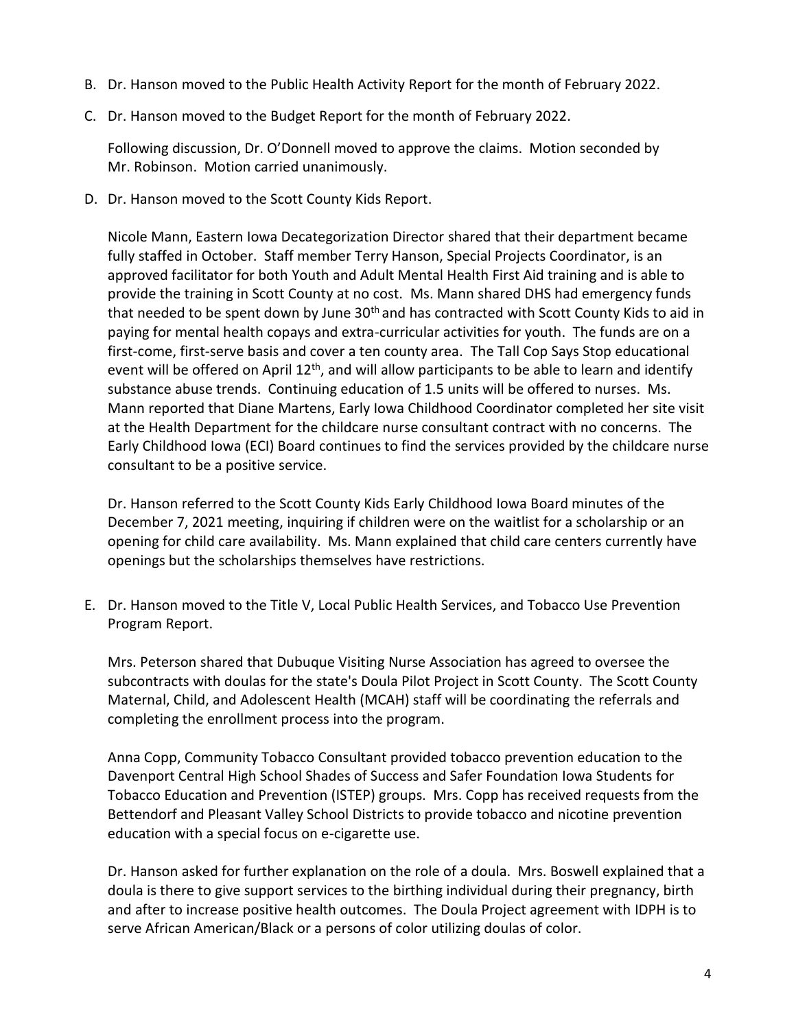B. Dr. Hanson moved to the Public Health Activity Report for the month of February 2022.

C. Dr. Hanson moved to the Budget Report for the month of February 2022.

   Following discussion, Dr. O'Donnell moved to approve the claims. Motion seconded by Mr. Robinson. Motion carried unanimously.

D. Dr. Hanson moved to the Scott County Kids Report.

   Nicole Mann, Eastern Iowa Decategorization Director shared that their department became fully staffed in October. Staff member Terry Hanson, Special Projects Coordinator, is an approved facilitator for both Youth and Adult Mental Health First Aid training and is able to provide the training in Scott County at no cost. Ms. Mann shared DHS had emergency funds that needed to be spent down by June 30th and has contracted with Scott County Kids to aid in paying for mental health copays and extra-curricular activities for youth. The funds are on a first-come, first-serve basis and cover a ten county area. The Tall Cop Says Stop educational event will be offered on April 12th, and will allow participants to be able to learn and identify substance abuse trends. Continuing education of 1.5 units will be offered to nurses. Ms. Mann reported that Diane Martens, Early Iowa Childhood Coordinator completed her site visit at the Health Department for the childcare nurse consultant contract with no concerns. The Early Childhood Iowa (ECI) Board continues to find the services provided by the childcare nurse consultant to be a positive service.

   Dr. Hanson referred to the Scott County Kids Early Childhood Iowa Board minutes of the December 7, 2021 meeting, inquiring if children were on the waitlist for a scholarship or an opening for child care availability. Ms. Mann explained that child care centers currently have openings but the scholarships themselves have restrictions.

E. Dr. Hanson moved to the Title V, Local Public Health Services, and Tobacco Use Prevention Program Report.

   Mrs. Peterson shared that Dubuque Visiting Nurse Association has agreed to oversee the subcontracts with doulas for the state's Doula Pilot Project in Scott County. The Scott County Maternal, Child, and Adolescent Health (MCAH) staff will be coordinating the referrals and completing the enrollment process into the program.

   Anna Copp, Community Tobacco Consultant provided tobacco prevention education to the Davenport Central High School Shades of Success and Safer Foundation Iowa Students for Tobacco Education and Prevention (ISTEP) groups. Mrs. Copp has received requests from the Bettendorf and Pleasant Valley School Districts to provide tobacco and nicotine prevention education with a special focus on e-cigarette use.

   Dr. Hanson asked for further explanation on the role of a doula. Mrs. Boswell explained that a doula is there to give support services to the birthing individual during their pregnancy, birth and after to increase positive health outcomes. The Doula Project agreement with IDPH is to serve African American/Black or a persons of color utilizing doulas of color.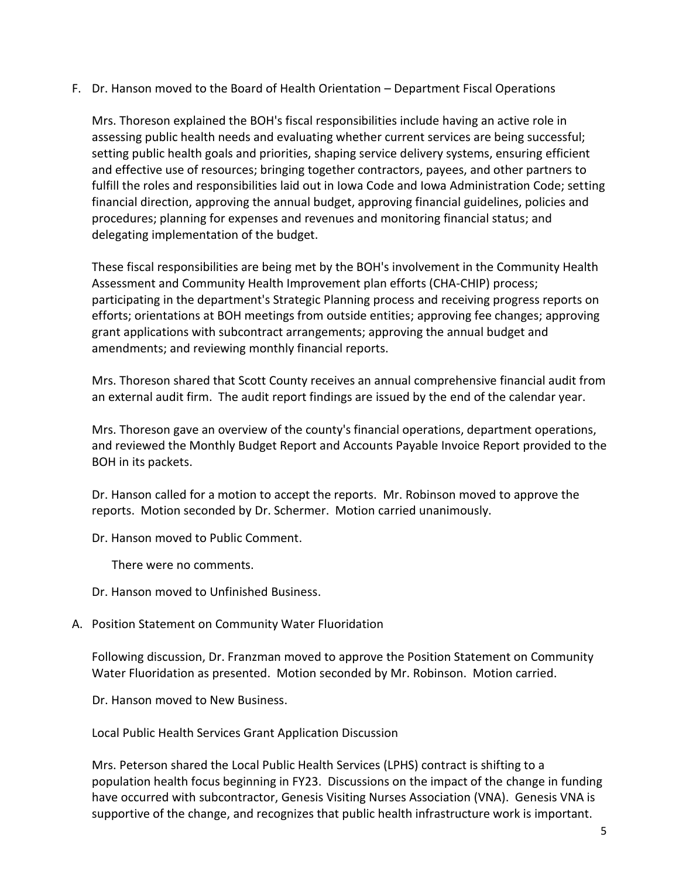F. Dr. Hanson moved to the Board of Health Orientation – Department Fiscal Operations

   Mrs. Thoreson explained the BOH's fiscal responsibilities include having an active role in assessing public health needs and evaluating whether current services are being successful; setting public health goals and priorities, shaping service delivery systems, ensuring efficient and effective use of resources; bringing together contractors, payees, and other partners to fulfill the roles and responsibilities laid out in Iowa Code and Iowa Administration Code; setting financial direction, approving the annual budget, approving financial guidelines, policies and procedures; planning for expenses and revenues and monitoring financial status; and delegating implementation of the budget.

   These fiscal responsibilities are being met by the BOH's involvement in the Community Health Assessment and Community Health Improvement plan efforts (CHA-CHIP) process; participating in the department's Strategic Planning process and receiving progress reports on efforts; orientations at BOH meetings from outside entities; approving fee changes; approving grant applications with subcontract arrangements; approving the annual budget and amendments; and reviewing monthly financial reports.

   Mrs. Thoreson shared that Scott County receives an annual comprehensive financial audit from an external audit firm. The audit report findings are issued by the end of the calendar year.

   Mrs. Thoreson gave an overview of the county's financial operations, department operations, and reviewed the Monthly Budget Report and Accounts Payable Invoice Report provided to the BOH in its packets.

   Dr. Hanson called for a motion to accept the reports. Mr. Robinson moved to approve the reports. Motion seconded by Dr. Schermer. Motion carried unanimously.

   Dr. Hanson moved to Public Comment.

   There were no comments.

   Dr. Hanson moved to Unfinished Business.

A. Position Statement on Community Water Fluoridation

   Following discussion, Dr. Franzman moved to approve the Position Statement on Community Water Fluoridation as presented. Motion seconded by Mr. Robinson. Motion carried.

   Dr. Hanson moved to New Business.

   Local Public Health Services Grant Application Discussion

   Mrs. Peterson shared the Local Public Health Services (LPHS) contract is shifting to a population health focus beginning in FY23. Discussions on the impact of the change in funding have occurred with subcontractor, Genesis Visiting Nurses Association (VNA). Genesis VNA is supportive of the change, and recognizes that public health infrastructure work is important.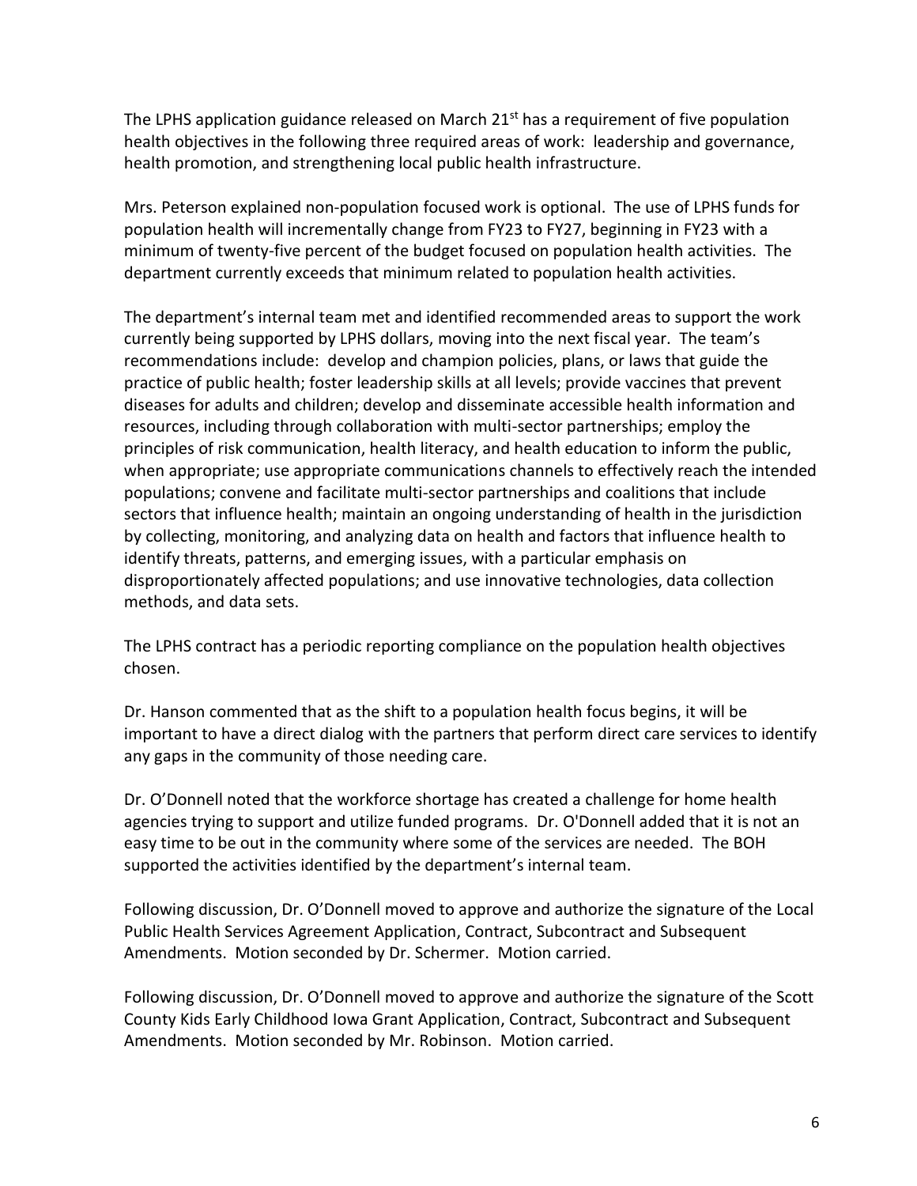The LPHS application guidance released on March 21st has a requirement of five population health objectives in the following three required areas of work: leadership and governance, health promotion, and strengthening local public health infrastructure.

Mrs. Peterson explained non-population focused work is optional. The use of LPHS funds for population health will incrementally change from FY23 to FY27, beginning in FY23 with a minimum of twenty-five percent of the budget focused on population health activities. The department currently exceeds that minimum related to population health activities.

The department's internal team met and identified recommended areas to support the work currently being supported by LPHS dollars, moving into the next fiscal year. The team's recommendations include: develop and champion policies, plans, or laws that guide the practice of public health; foster leadership skills at all levels; provide vaccines that prevent diseases for adults and children; develop and disseminate accessible health information and resources, including through collaboration with multi-sector partnerships; employ the principles of risk communication, health literacy, and health education to inform the public, when appropriate; use appropriate communications channels to effectively reach the intended populations; convene and facilitate multi-sector partnerships and coalitions that include sectors that influence health; maintain an ongoing understanding of health in the jurisdiction by collecting, monitoring, and analyzing data on health and factors that influence health to identify threats, patterns, and emerging issues, with a particular emphasis on disproportionately affected populations; and use innovative technologies, data collection methods, and data sets.

The LPHS contract has a periodic reporting compliance on the population health objectives chosen.

Dr. Hanson commented that as the shift to a population health focus begins, it will be important to have a direct dialog with the partners that perform direct care services to identify any gaps in the community of those needing care.

Dr. O'Donnell noted that the workforce shortage has created a challenge for home health agencies trying to support and utilize funded programs. Dr. O'Donnell added that it is not an easy time to be out in the community where some of the services are needed. The BOH supported the activities identified by the department's internal team.

Following discussion, Dr. O'Donnell moved to approve and authorize the signature of the Local Public Health Services Agreement Application, Contract, Subcontract and Subsequent Amendments. Motion seconded by Dr. Schermer. Motion carried.

Following discussion, Dr. O'Donnell moved to approve and authorize the signature of the Scott County Kids Early Childhood Iowa Grant Application, Contract, Subcontract and Subsequent Amendments. Motion seconded by Mr. Robinson. Motion carried.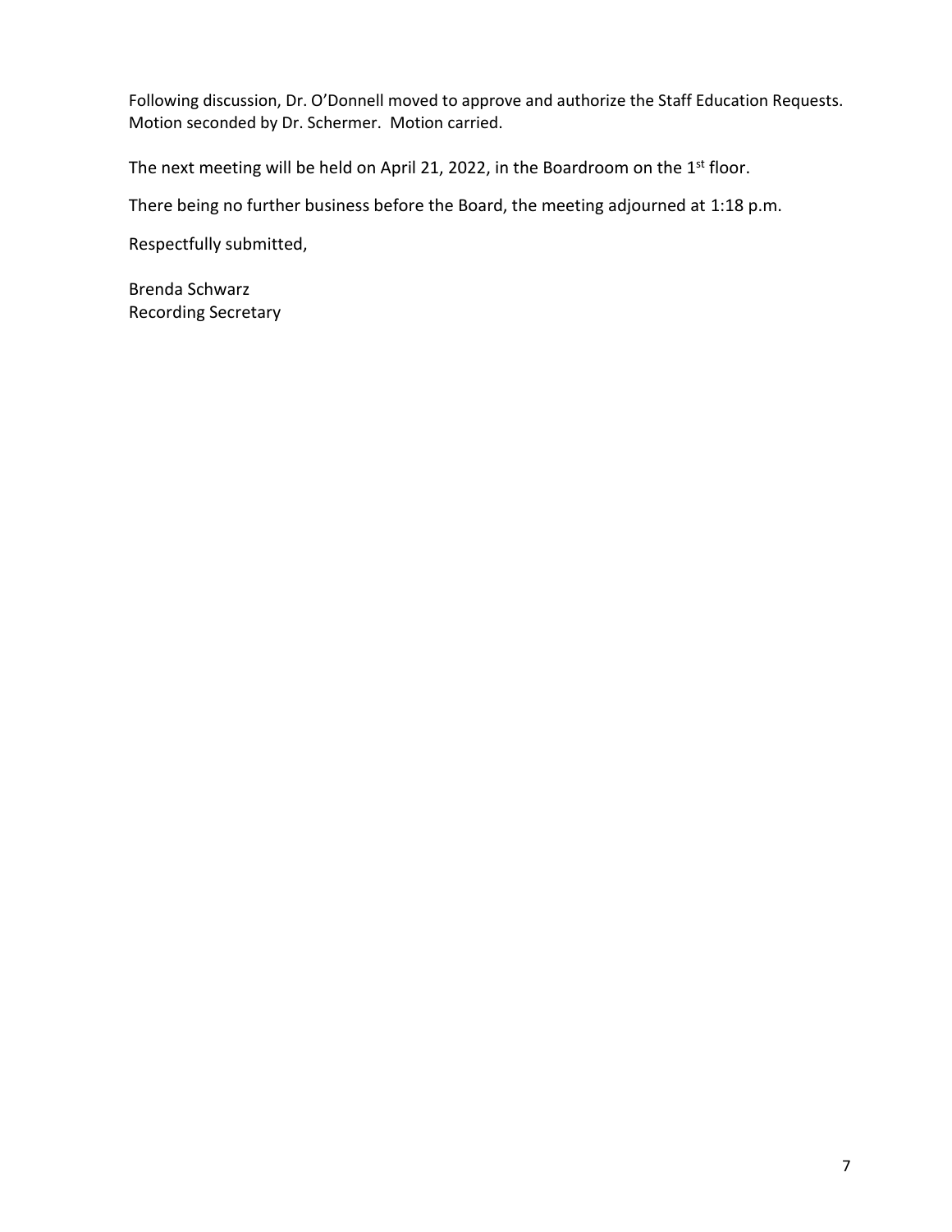Following discussion, Dr. O'Donnell moved to approve and authorize the Staff Education Requests. Motion seconded by Dr. Schermer. Motion carried.

The next meeting will be held on April 21, 2022, in the Boardroom on the 1st floor.

There being no further business before the Board, the meeting adjourned at 1:18 p.m.

Respectfully submitted,

Brenda Schwarz  
Recording Secretary